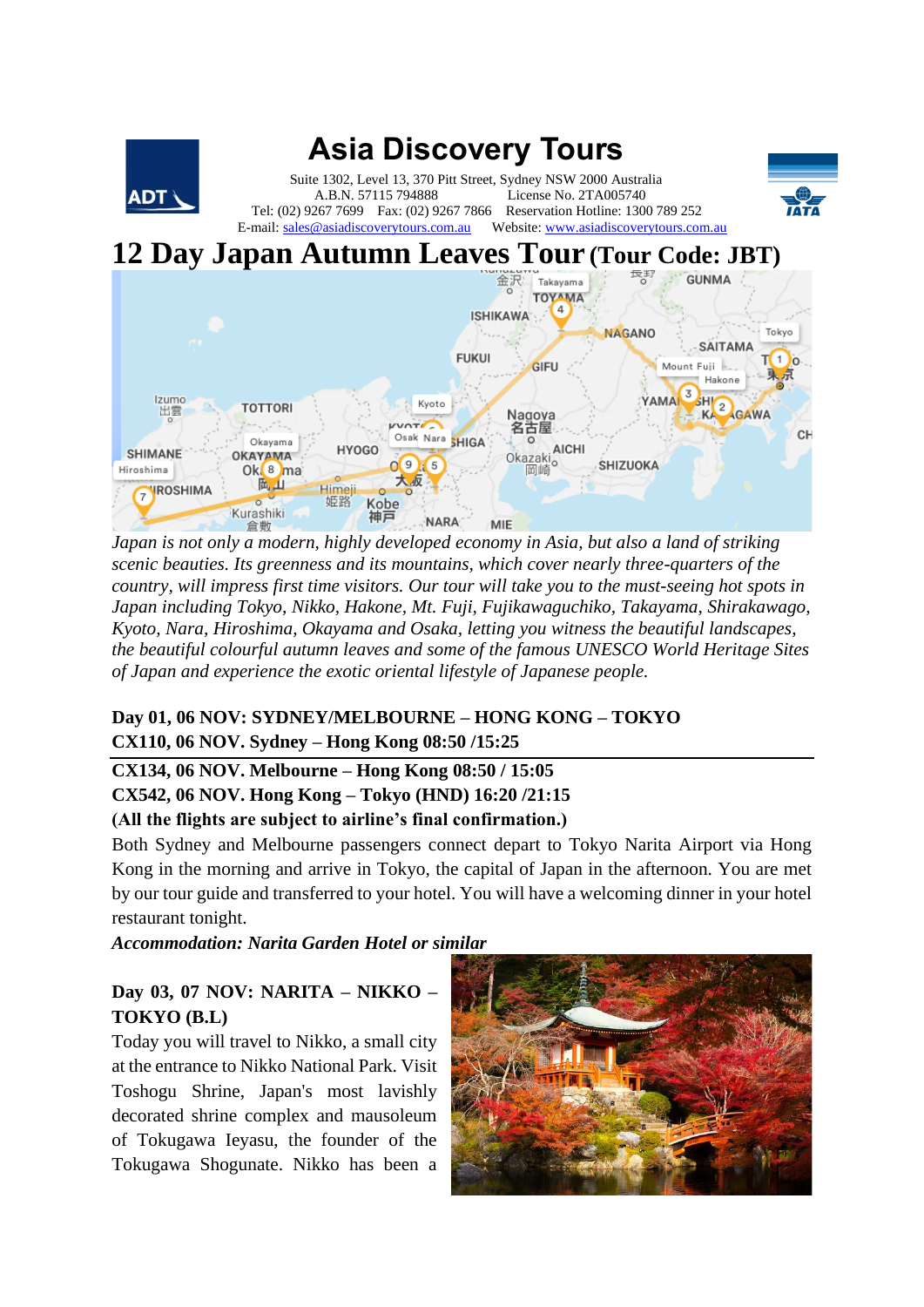# Asia Discovery Tours

Suite 1302, Level 13, 370 Pitt Street, Sydney NSW 2000 Australia
A.B.N. 57115 794888 License No. 2TA005740
Tel: (02) 9267 7699 Fax: (02) 9267 7866 Reservation Hotline: 1300 789 252
E-mail: sales@asiadiscoverytours.com.au Website: www.asiadiscoverytours.com.au

# 12 Day Japan Autumn Leaves Tour (Tour Code: JBT)

*Japan is not only a modern, highly developed economy in Asia, but also a land of striking scenic beauties. Its greenness and its mountains, which cover nearly three-quarters of the country, will impress first time visitors. Our tour will take you to the must-seeing hot spots in Japan including Tokyo, Nikko, Hakone, Mt. Fuji, Fujikawaguchiko, Takayama, Shirakawago, Kyoto, Nara, Hiroshima, Okayama and Osaka, letting you witness the beautiful landscapes, the beautiful colourful autumn leaves and some of the famous UNESCO World Heritage Sites of Japan and experience the exotic oriental lifestyle of Japanese people.*

**Day 01, 06 NOV: SYDNEY/MELBOURNE – HONG KONG – TOKYO**
**CX110, 06 NOV. Sydney – Hong Kong 08:50 /15:25**

---

**CX134, 06 NOV. Melbourne – Hong Kong 08:50 / 15:05**
**CX542, 06 NOV. Hong Kong – Tokyo (HND) 16:20 /21:15**
**(All the flights are subject to airline's final confirmation.)**

Both Sydney and Melbourne passengers connect depart to Tokyo Narita Airport via Hong Kong in the morning and arrive in Tokyo, the capital of Japan in the afternoon. You are met by our tour guide and transferred to your hotel. You will have a welcoming dinner in your hotel restaurant tonight.

***Accommodation: Narita Garden Hotel or similar***

**Day 03, 07 NOV: NARITA – NIKKO – TOKYO (B.L)**

Today you will travel to Nikko, a small city at the entrance to Nikko National Park. Visit Toshogu Shrine, Japan's most lavishly decorated shrine complex and mausoleum of Tokugawa Ieyasu, the founder of the Tokugawa Shogunate. Nikko has been a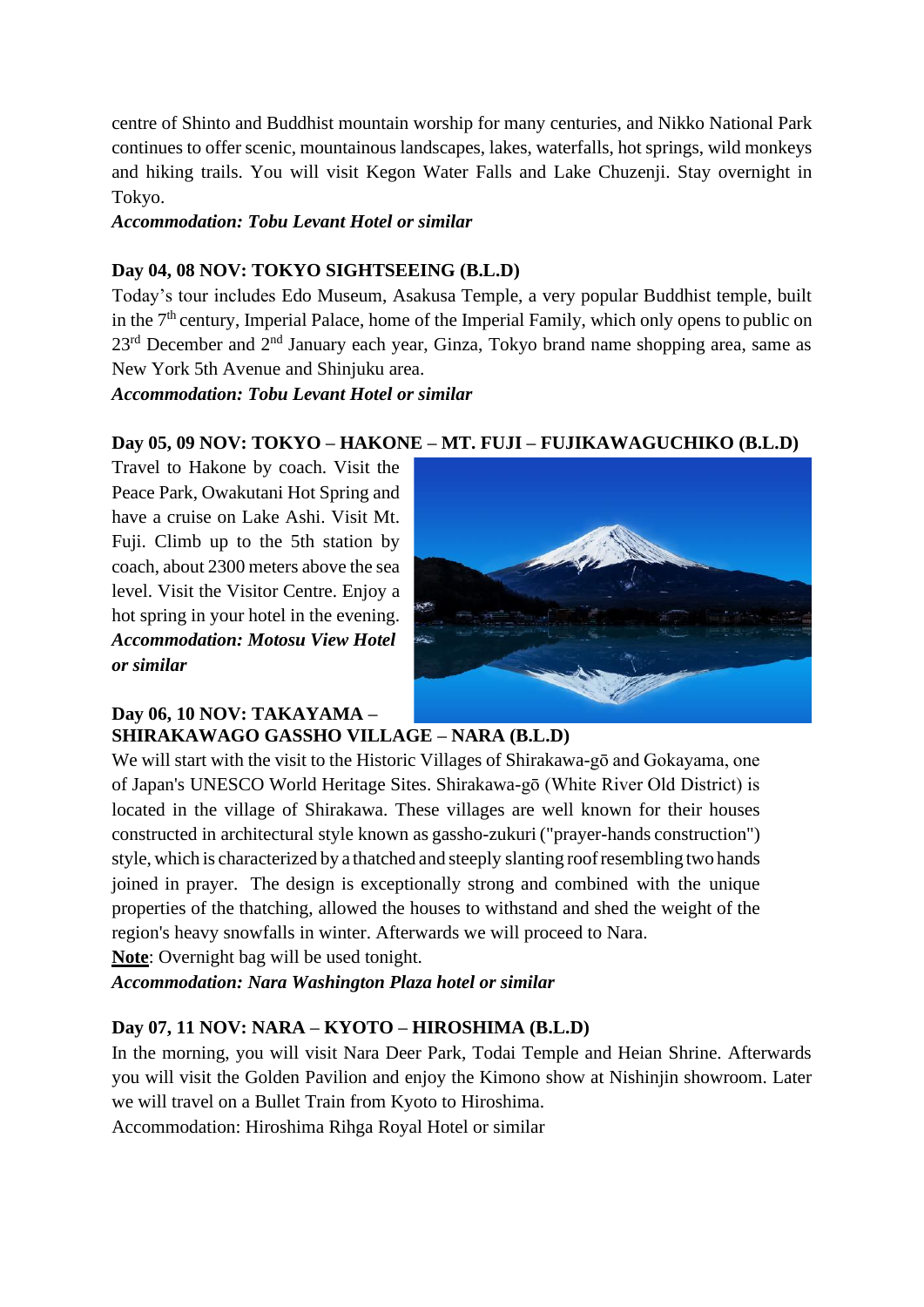centre of Shinto and Buddhist mountain worship for many centuries, and Nikko National Park continues to offer scenic, mountainous landscapes, lakes, waterfalls, hot springs, wild monkeys and hiking trails. You will visit Kegon Water Falls and Lake Chuzenji. Stay overnight in Tokyo.

***Accommodation: Tobu Levant Hotel or similar***

**Day 04, 08 NOV: TOKYO SIGHTSEEING (B.L.D)**

Today's tour includes Edo Museum, Asakusa Temple, a very popular Buddhist temple, built in the 7th century, Imperial Palace, home of the Imperial Family, which only opens to public on 23rd December and 2nd January each year, Ginza, Tokyo brand name shopping area, same as New York 5th Avenue and Shinjuku area.

***Accommodation: Tobu Levant Hotel or similar***

**Day 05, 09 NOV: TOKYO – HAKONE – MT. FUJI – FUJIKAWAGUCHIKO (B.L.D)**

Travel to Hakone by coach. Visit the Peace Park, Owakutani Hot Spring and have a cruise on Lake Ashi. Visit Mt. Fuji. Climb up to the 5th station by coach, about 2300 meters above the sea level. Visit the Visitor Centre. Enjoy a hot spring in your hotel in the evening.

***Accommodation: Motosu View Hotel or similar***

**Day 06, 10 NOV: TAKAYAMA – SHIRAKAWAGO GASSHO VILLAGE – NARA (B.L.D)**

We will start with the visit to the Historic Villages of Shirakawa-gō and Gokayama, one of Japan's UNESCO World Heritage Sites. Shirakawa-gō (White River Old District) is located in the village of Shirakawa. These villages are well known for their houses constructed in architectural style known as gassho-zukuri ("prayer-hands construction") style, which is characterized by a thatched and steeply slanting roof resembling two hands joined in prayer. The design is exceptionally strong and combined with the unique properties of the thatching, allowed the houses to withstand and shed the weight of the region's heavy snowfalls in winter. Afterwards we will proceed to Nara.

**Note**: Overnight bag will be used tonight.

***Accommodation: Nara Washington Plaza hotel or similar***

**Day 07, 11 NOV: NARA – KYOTO – HIROSHIMA (B.L.D)**

In the morning, you will visit Nara Deer Park, Todai Temple and Heian Shrine. Afterwards you will visit the Golden Pavilion and enjoy the Kimono show at Nishinjin showroom. Later we will travel on a Bullet Train from Kyoto to Hiroshima.

Accommodation: Hiroshima Rihga Royal Hotel or similar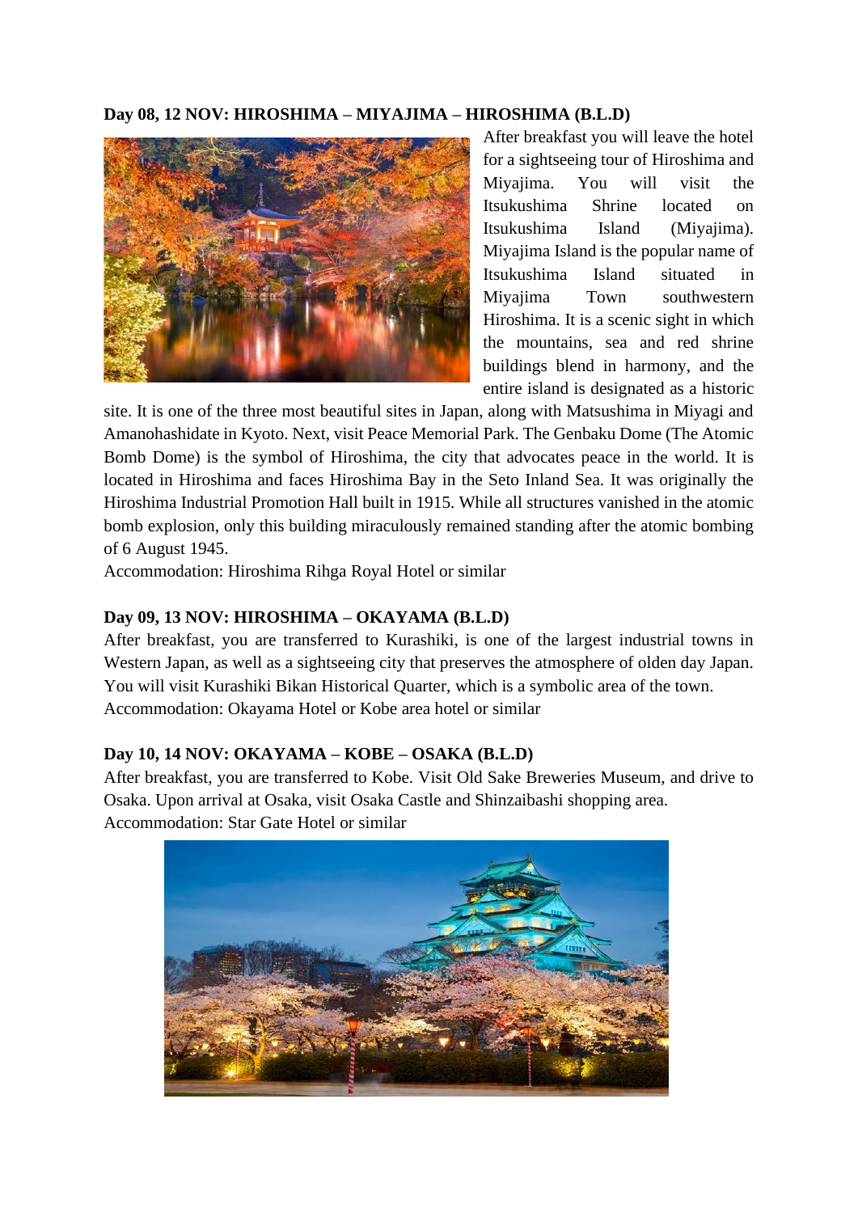**Day 08, 12 NOV: HIROSHIMA – MIYAJIMA – HIROSHIMA (B.L.D)**

After breakfast you will leave the hotel for a sightseeing tour of Hiroshima and Miyajima. You will visit the Itsukushima Shrine located on Itsukushima Island (Miyajima). Miyajima Island is the popular name of Itsukushima Island situated in Miyajima Town southwestern Hiroshima. It is a scenic sight in which the mountains, sea and red shrine buildings blend in harmony, and the entire island is designated as a historic site. It is one of the three most beautiful sites in Japan, along with Matsushima in Miyagi and Amanohashidate in Kyoto. Next, visit Peace Memorial Park. The Genbaku Dome (The Atomic Bomb Dome) is the symbol of Hiroshima, the city that advocates peace in the world. It is located in Hiroshima and faces Hiroshima Bay in the Seto Inland Sea. It was originally the Hiroshima Industrial Promotion Hall built in 1915. While all structures vanished in the atomic bomb explosion, only this building miraculously remained standing after the atomic bombing of 6 August 1945.

Accommodation: Hiroshima Rihga Royal Hotel or similar

**Day 09, 13 NOV: HIROSHIMA – OKAYAMA (B.L.D)**

After breakfast, you are transferred to Kurashiki, is one of the largest industrial towns in Western Japan, as well as a sightseeing city that preserves the atmosphere of olden day Japan. You will visit Kurashiki Bikan Historical Quarter, which is a symbolic area of the town.

Accommodation: Okayama Hotel or Kobe area hotel or similar

**Day 10, 14 NOV: OKAYAMA – KOBE – OSAKA (B.L.D)**

After breakfast, you are transferred to Kobe. Visit Old Sake Breweries Museum, and drive to Osaka. Upon arrival at Osaka, visit Osaka Castle and Shinzaibashi shopping area.

Accommodation: Star Gate Hotel or similar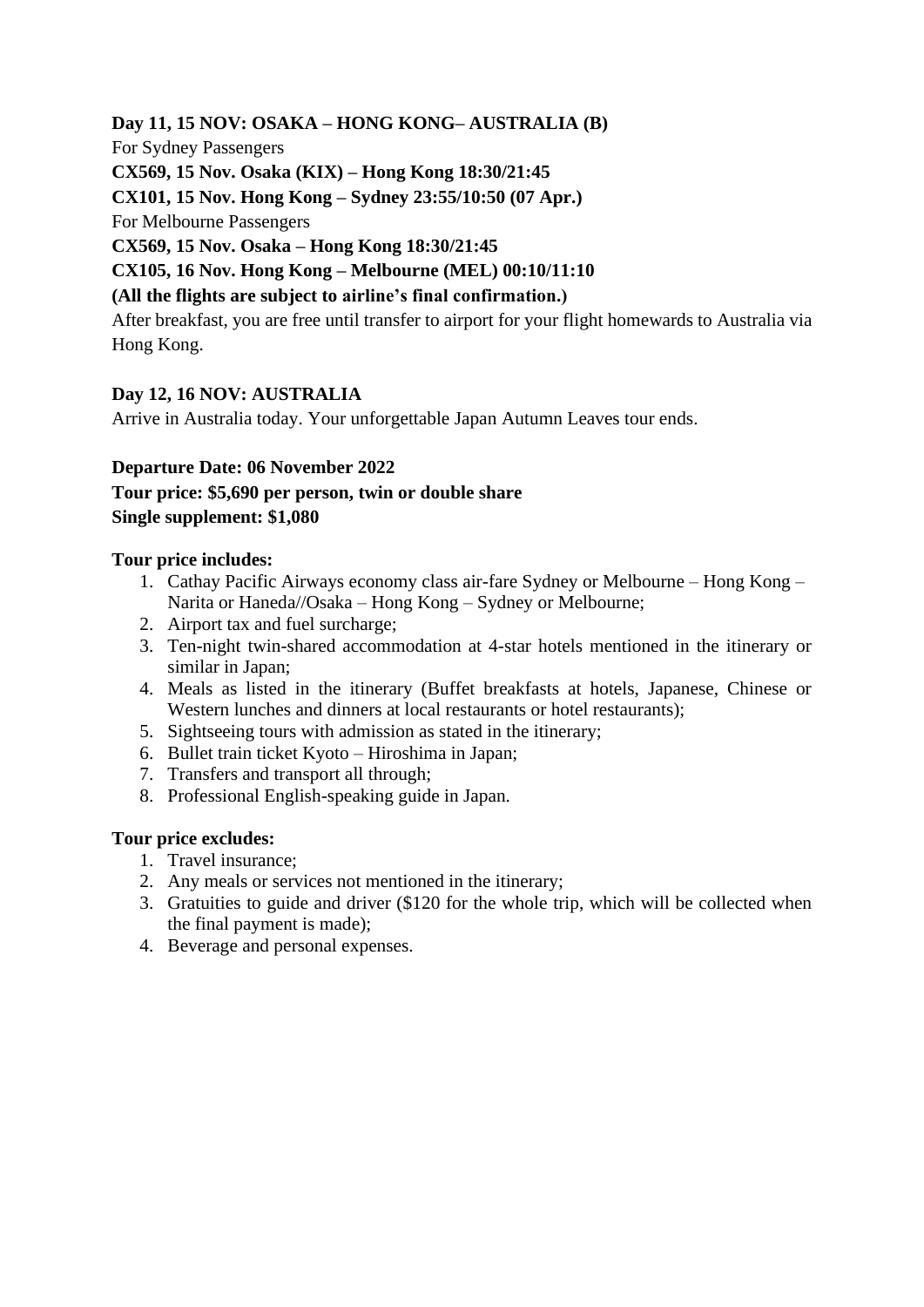**Day 11, 15 NOV: OSAKA – HONG KONG– AUSTRALIA (B)**

For Sydney Passengers

**CX569, 15 Nov. Osaka (KIX) – Hong Kong 18:30/21:45**

**CX101, 15 Nov. Hong Kong – Sydney 23:55/10:50 (07 Apr.)**

For Melbourne Passengers

**CX569, 15 Nov. Osaka – Hong Kong 18:30/21:45**

**CX105, 16 Nov. Hong Kong – Melbourne (MEL) 00:10/11:10**

**(All the flights are subject to airline's final confirmation.)**

After breakfast, you are free until transfer to airport for your flight homewards to Australia via Hong Kong.

**Day 12, 16 NOV: AUSTRALIA**

Arrive in Australia today. Your unforgettable Japan Autumn Leaves tour ends.

**Departure Date: 06 November 2022**

**Tour price: $5,690 per person, twin or double share**

**Single supplement: $1,080**

**Tour price includes:**

1. Cathay Pacific Airways economy class air-fare Sydney or Melbourne – Hong Kong – Narita or Haneda//Osaka – Hong Kong – Sydney or Melbourne;
2. Airport tax and fuel surcharge;
3. Ten-night twin-shared accommodation at 4-star hotels mentioned in the itinerary or similar in Japan;
4. Meals as listed in the itinerary (Buffet breakfasts at hotels, Japanese, Chinese or Western lunches and dinners at local restaurants or hotel restaurants);
5. Sightseeing tours with admission as stated in the itinerary;
6. Bullet train ticket Kyoto – Hiroshima in Japan;
7. Transfers and transport all through;
8. Professional English-speaking guide in Japan.

**Tour price excludes:**

1. Travel insurance;
2. Any meals or services not mentioned in the itinerary;
3. Gratuities to guide and driver ($120 for the whole trip, which will be collected when the final payment is made);
4. Beverage and personal expenses.